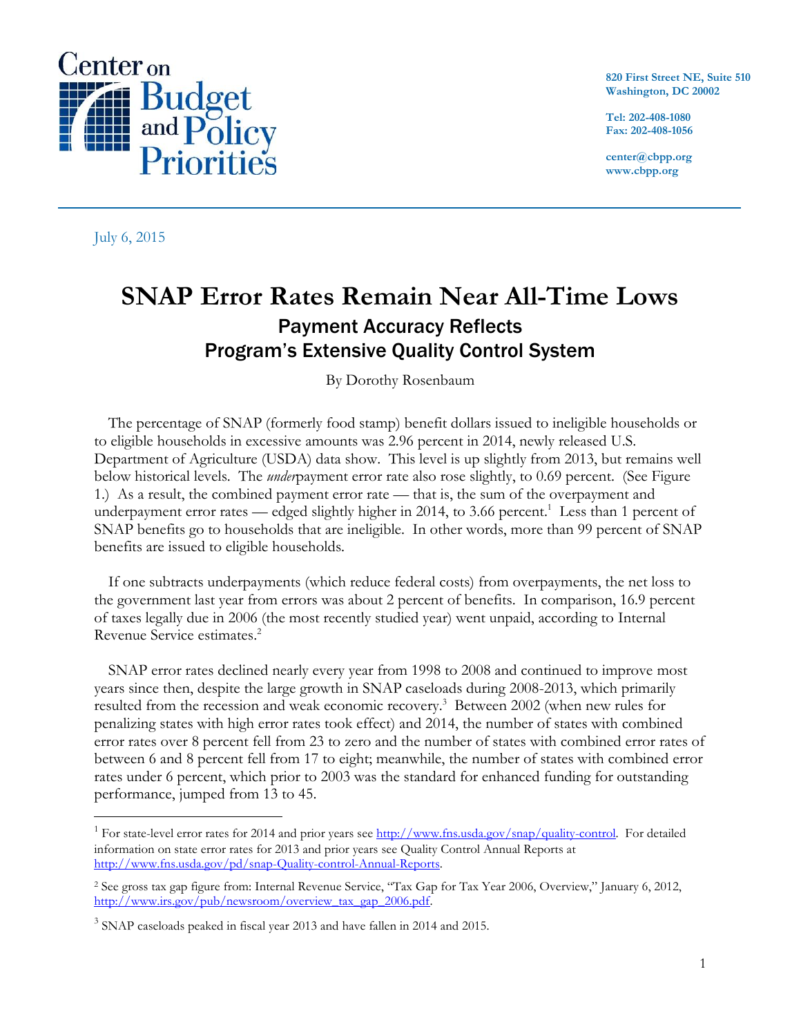Center on Budget and Policy Priorities

820 First Street NE, Suite 510
Washington, DC 20002

Tel: 202-408-1080
Fax: 202-408-1056

center@cbpp.org
www.cbpp.org

July 6, 2015

# SNAP Error Rates Remain Near All-Time Lows

## Payment Accuracy Reflects Program's Extensive Quality Control System

By Dorothy Rosenbaum

The percentage of SNAP (formerly food stamp) benefit dollars issued to ineligible households or to eligible households in excessive amounts was 2.96 percent in 2014, newly released U.S. Department of Agriculture (USDA) data show. This level is up slightly from 2013, but remains well below historical levels. The *under*payment error rate also rose slightly, to 0.69 percent. (See Figure 1.) As a result, the combined payment error rate — that is, the sum of the overpayment and underpayment error rates — edged slightly higher in 2014, to 3.66 percent.[1] Less than 1 percent of SNAP benefits go to households that are ineligible. In other words, more than 99 percent of SNAP benefits are issued to eligible households.

If one subtracts underpayments (which reduce federal costs) from overpayments, the net loss to the government last year from errors was about 2 percent of benefits. In comparison, 16.9 percent of taxes legally due in 2006 (the most recently studied year) went unpaid, according to Internal Revenue Service estimates.[2]

SNAP error rates declined nearly every year from 1998 to 2008 and continued to improve most years since then, despite the large growth in SNAP caseloads during 2008-2013, which primarily resulted from the recession and weak economic recovery.[3] Between 2002 (when new rules for penalizing states with high error rates took effect) and 2014, the number of states with combined error rates over 8 percent fell from 23 to zero and the number of states with combined error rates of between 6 and 8 percent fell from 17 to eight; meanwhile, the number of states with combined error rates under 6 percent, which prior to 2003 was the standard for enhanced funding for outstanding performance, jumped from 13 to 45.

[1] For state-level error rates for 2014 and prior years see http://www.fns.usda.gov/snap/quality-control. For detailed information on state error rates for 2013 and prior years see Quality Control Annual Reports at http://www.fns.usda.gov/pd/snap-Quality-control-Annual-Reports.

[2] See gross tax gap figure from: Internal Revenue Service, "Tax Gap for Tax Year 2006, Overview," January 6, 2012, http://www.irs.gov/pub/newsroom/overview_tax_gap_2006.pdf.

[3] SNAP caseloads peaked in fiscal year 2013 and have fallen in 2014 and 2015.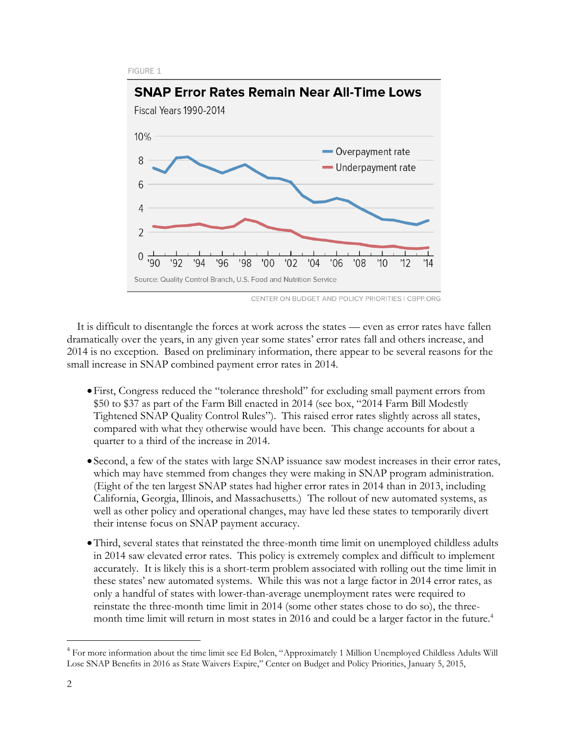FIGURE 1

**SNAP Error Rates Remain Near All-Time Lows**

Fiscal Years 1990-2014

Source: Quality Control Branch, U.S. Food and Nutrition Service

CENTER ON BUDGET AND POLICY PRIORITIES | CBPP.ORG

It is difficult to disentangle the forces at work across the states — even as error rates have fallen dramatically over the years, in any given year some states' error rates fall and others increase, and 2014 is no exception. Based on preliminary information, there appear to be several reasons for the small increase in SNAP combined payment error rates in 2014.

- First, Congress reduced the "tolerance threshold" for excluding small payment errors from $50 to $37 as part of the Farm Bill enacted in 2014 (see box, "2014 Farm Bill Modestly Tightened SNAP Quality Control Rules"). This raised error rates slightly across all states, compared with what they otherwise would have been. This change accounts for about a quarter to a third of the increase in 2014.

- Second, a few of the states with large SNAP issuance saw modest increases in their error rates, which may have stemmed from changes they were making in SNAP program administration. (Eight of the ten largest SNAP states had higher error rates in 2014 than in 2013, including California, Georgia, Illinois, and Massachusetts.) The rollout of new automated systems, as well as other policy and operational changes, may have led these states to temporarily divert their intense focus on SNAP payment accuracy.

- Third, several states that reinstated the three-month time limit on unemployed childless adults in 2014 saw elevated error rates. This policy is extremely complex and difficult to implement accurately. It is likely this is a short-term problem associated with rolling out the time limit in these states' new automated systems. While this was not a large factor in 2014 error rates, as only a handful of states with lower-than-average unemployment rates were required to reinstate the three-month time limit in 2014 (some other states chose to do so), the three-month time limit will return in most states in 2016 and could be a larger factor in the future.[4]

[4] For more information about the time limit see Ed Bolen, "Approximately 1 Million Unemployed Childless Adults Will Lose SNAP Benefits in 2016 as State Waivers Expire," Center on Budget and Policy Priorities, January 5, 2015,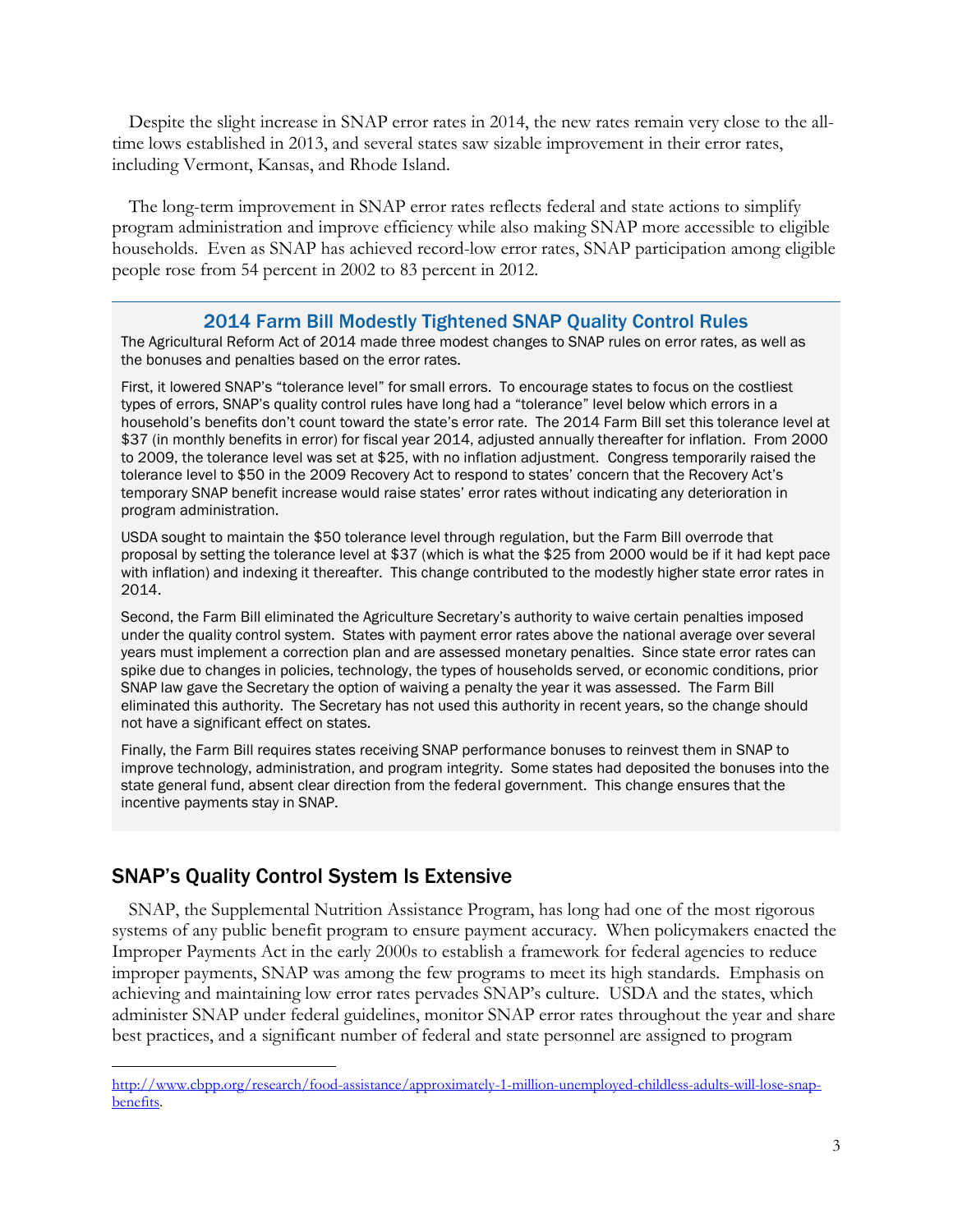Despite the slight increase in SNAP error rates in 2014, the new rates remain very close to the all-time lows established in 2013, and several states saw sizable improvement in their error rates, including Vermont, Kansas, and Rhode Island.

The long-term improvement in SNAP error rates reflects federal and state actions to simplify program administration and improve efficiency while also making SNAP more accessible to eligible households. Even as SNAP has achieved record-low error rates, SNAP participation among eligible people rose from 54 percent in 2002 to 83 percent in 2012.

### 2014 Farm Bill Modestly Tightened SNAP Quality Control Rules

The Agricultural Reform Act of 2014 made three modest changes to SNAP rules on error rates, as well as the bonuses and penalties based on the error rates.

First, it lowered SNAP's "tolerance level" for small errors. To encourage states to focus on the costliest types of errors, SNAP's quality control rules have long had a "tolerance" level below which errors in a household's benefits don't count toward the state's error rate. The 2014 Farm Bill set this tolerance level at $37 (in monthly benefits in error) for fiscal year 2014, adjusted annually thereafter for inflation. From 2000 to 2009, the tolerance level was set at $25, with no inflation adjustment. Congress temporarily raised the tolerance level to $50 in the 2009 Recovery Act to respond to states' concern that the Recovery Act's temporary SNAP benefit increase would raise states' error rates without indicating any deterioration in program administration.

USDA sought to maintain the $50 tolerance level through regulation, but the Farm Bill overrode that proposal by setting the tolerance level at $37 (which is what the $25 from 2000 would be if it had kept pace with inflation) and indexing it thereafter. This change contributed to the modestly higher state error rates in 2014.

Second, the Farm Bill eliminated the Agriculture Secretary's authority to waive certain penalties imposed under the quality control system. States with payment error rates above the national average over several years must implement a correction plan and are assessed monetary penalties. Since state error rates can spike due to changes in policies, technology, the types of households served, or economic conditions, prior SNAP law gave the Secretary the option of waiving a penalty the year it was assessed. The Farm Bill eliminated this authority. The Secretary has not used this authority in recent years, so the change should not have a significant effect on states.

Finally, the Farm Bill requires states receiving SNAP performance bonuses to reinvest them in SNAP to improve technology, administration, and program integrity. Some states had deposited the bonuses into the state general fund, absent clear direction from the federal government. This change ensures that the incentive payments stay in SNAP.

## SNAP's Quality Control System Is Extensive

SNAP, the Supplemental Nutrition Assistance Program, has long had one of the most rigorous systems of any public benefit program to ensure payment accuracy. When policymakers enacted the Improper Payments Act in the early 2000s to establish a framework for federal agencies to reduce improper payments, SNAP was among the few programs to meet its high standards. Emphasis on achieving and maintaining low error rates pervades SNAP's culture. USDA and the states, which administer SNAP under federal guidelines, monitor SNAP error rates throughout the year and share best practices, and a significant number of federal and state personnel are assigned to program

http://www.cbpp.org/research/food-assistance/approximately-1-million-unemployed-childless-adults-will-lose-snap-benefits.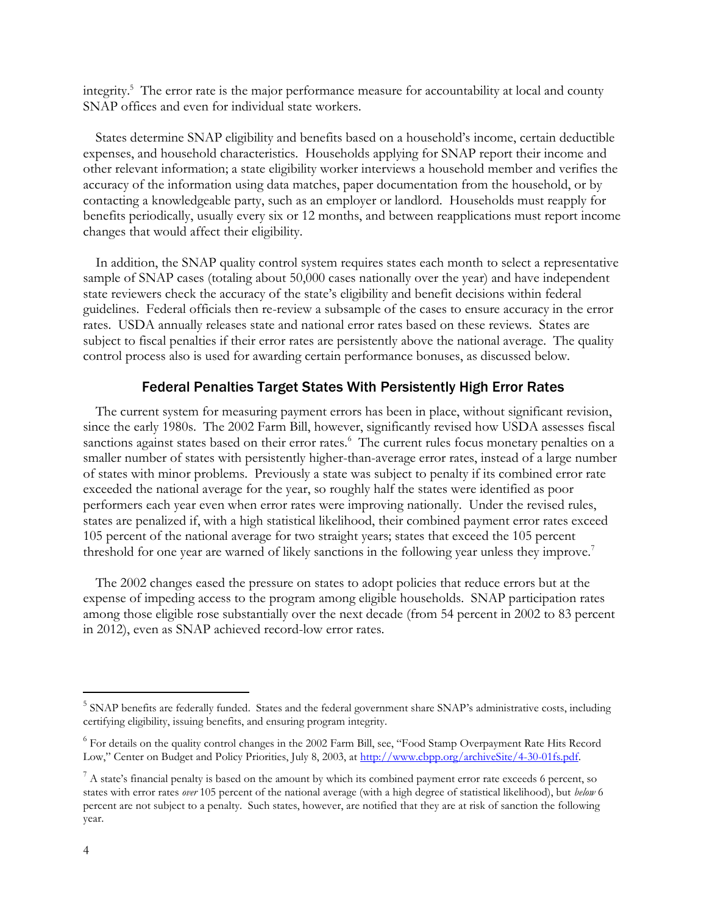integrity.[5] The error rate is the major performance measure for accountability at local and county SNAP offices and even for individual state workers.

States determine SNAP eligibility and benefits based on a household's income, certain deductible expenses, and household characteristics. Households applying for SNAP report their income and other relevant information; a state eligibility worker interviews a household member and verifies the accuracy of the information using data matches, paper documentation from the household, or by contacting a knowledgeable party, such as an employer or landlord. Households must reapply for benefits periodically, usually every six or 12 months, and between reapplications must report income changes that would affect their eligibility.

In addition, the SNAP quality control system requires states each month to select a representative sample of SNAP cases (totaling about 50,000 cases nationally over the year) and have independent state reviewers check the accuracy of the state's eligibility and benefit decisions within federal guidelines. Federal officials then re-review a subsample of the cases to ensure accuracy in the error rates. USDA annually releases state and national error rates based on these reviews. States are subject to fiscal penalties if their error rates are persistently above the national average. The quality control process also is used for awarding certain performance bonuses, as discussed below.

## Federal Penalties Target States With Persistently High Error Rates

The current system for measuring payment errors has been in place, without significant revision, since the early 1980s. The 2002 Farm Bill, however, significantly revised how USDA assesses fiscal sanctions against states based on their error rates.[6] The current rules focus monetary penalties on a smaller number of states with persistently higher-than-average error rates, instead of a large number of states with minor problems. Previously a state was subject to penalty if its combined error rate exceeded the national average for the year, so roughly half the states were identified as poor performers each year even when error rates were improving nationally. Under the revised rules, states are penalized if, with a high statistical likelihood, their combined payment error rates exceed 105 percent of the national average for two straight years; states that exceed the 105 percent threshold for one year are warned of likely sanctions in the following year unless they improve.[7]

The 2002 changes eased the pressure on states to adopt policies that reduce errors but at the expense of impeding access to the program among eligible households. SNAP participation rates among those eligible rose substantially over the next decade (from 54 percent in 2002 to 83 percent in 2012), even as SNAP achieved record-low error rates.

---

[5] SNAP benefits are federally funded. States and the federal government share SNAP's administrative costs, including certifying eligibility, issuing benefits, and ensuring program integrity.

[6] For details on the quality control changes in the 2002 Farm Bill, see, "Food Stamp Overpayment Rate Hits Record Low," Center on Budget and Policy Priorities, July 8, 2003, at http://www.cbpp.org/archiveSite/4-30-01fs.pdf.

[7] A state's financial penalty is based on the amount by which its combined payment error rate exceeds 6 percent, so states with error rates *over* 105 percent of the national average (with a high degree of statistical likelihood), but *below* 6 percent are not subject to a penalty. Such states, however, are notified that they are at risk of sanction the following year.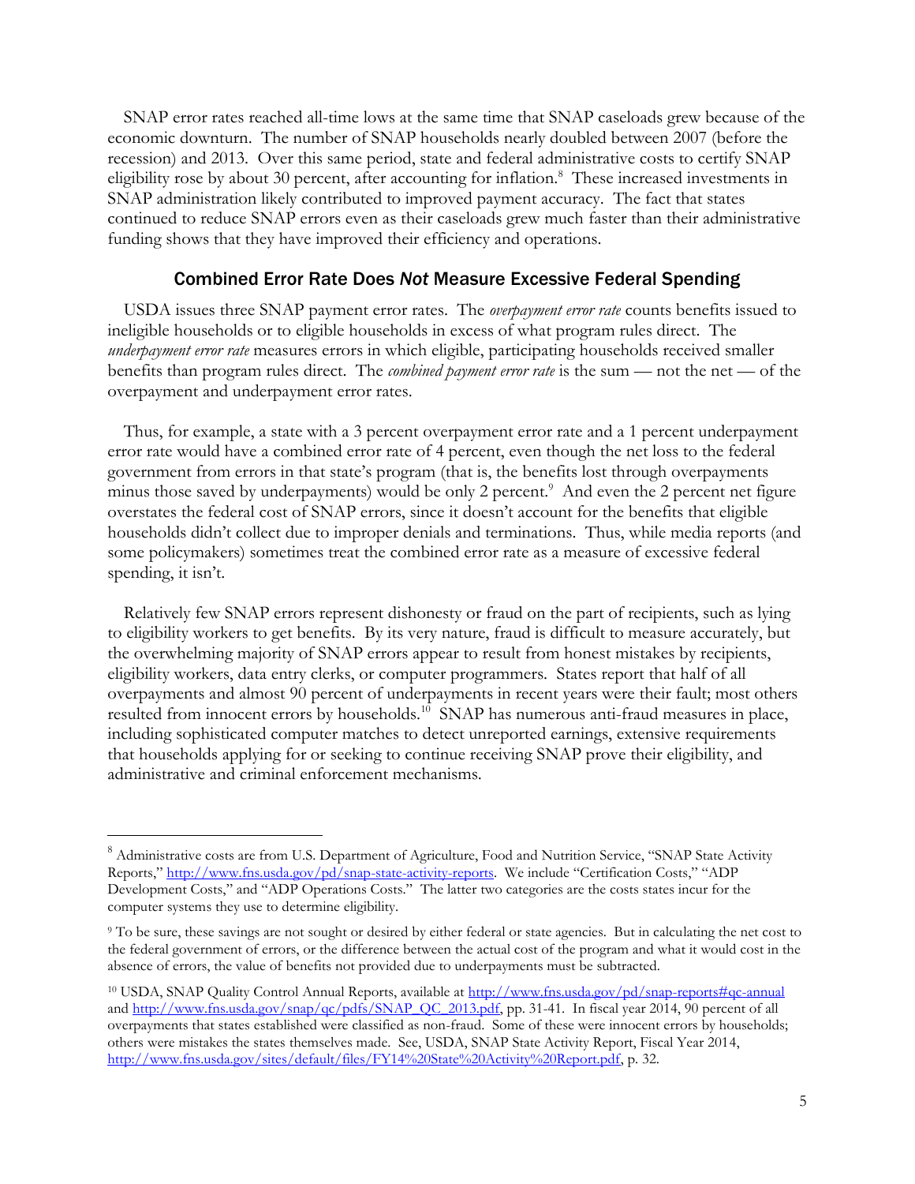SNAP error rates reached all-time lows at the same time that SNAP caseloads grew because of the economic downturn. The number of SNAP households nearly doubled between 2007 (before the recession) and 2013. Over this same period, state and federal administrative costs to certify SNAP eligibility rose by about 30 percent, after accounting for inflation.[8] These increased investments in SNAP administration likely contributed to improved payment accuracy. The fact that states continued to reduce SNAP errors even as their caseloads grew much faster than their administrative funding shows that they have improved their efficiency and operations.

## Combined Error Rate Does *Not* Measure Excessive Federal Spending

USDA issues three SNAP payment error rates. The *overpayment error rate* counts benefits issued to ineligible households or to eligible households in excess of what program rules direct. The *underpayment error rate* measures errors in which eligible, participating households received smaller benefits than program rules direct. The *combined payment error rate* is the sum — not the net — of the overpayment and underpayment error rates.

Thus, for example, a state with a 3 percent overpayment error rate and a 1 percent underpayment error rate would have a combined error rate of 4 percent, even though the net loss to the federal government from errors in that state's program (that is, the benefits lost through overpayments minus those saved by underpayments) would be only 2 percent.[9] And even the 2 percent net figure overstates the federal cost of SNAP errors, since it doesn't account for the benefits that eligible households didn't collect due to improper denials and terminations. Thus, while media reports (and some policymakers) sometimes treat the combined error rate as a measure of excessive federal spending, it isn't.

Relatively few SNAP errors represent dishonesty or fraud on the part of recipients, such as lying to eligibility workers to get benefits. By its very nature, fraud is difficult to measure accurately, but the overwhelming majority of SNAP errors appear to result from honest mistakes by recipients, eligibility workers, data entry clerks, or computer programmers. States report that half of all overpayments and almost 90 percent of underpayments in recent years were their fault; most others resulted from innocent errors by households.[10] SNAP has numerous anti-fraud measures in place, including sophisticated computer matches to detect unreported earnings, extensive requirements that households applying for or seeking to continue receiving SNAP prove their eligibility, and administrative and criminal enforcement mechanisms.

---

[8] Administrative costs are from U.S. Department of Agriculture, Food and Nutrition Service, "SNAP State Activity Reports," http://www.fns.usda.gov/pd/snap-state-activity-reports. We include "Certification Costs," "ADP Development Costs," and "ADP Operations Costs." The latter two categories are the costs states incur for the computer systems they use to determine eligibility.

[9] To be sure, these savings are not sought or desired by either federal or state agencies. But in calculating the net cost to the federal government of errors, or the difference between the actual cost of the program and what it would cost in the absence of errors, the value of benefits not provided due to underpayments must be subtracted.

[10] USDA, SNAP Quality Control Annual Reports, available at http://www.fns.usda.gov/pd/snap-reports#qc-annual and http://www.fns.usda.gov/snap/qc/pdfs/SNAP_QC_2013.pdf, pp. 31-41. In fiscal year 2014, 90 percent of all overpayments that states established were classified as non-fraud. Some of these were innocent errors by households; others were mistakes the states themselves made. See, USDA, SNAP State Activity Report, Fiscal Year 2014, http://www.fns.usda.gov/sites/default/files/FY14%20State%20Activity%20Report.pdf, p. 32.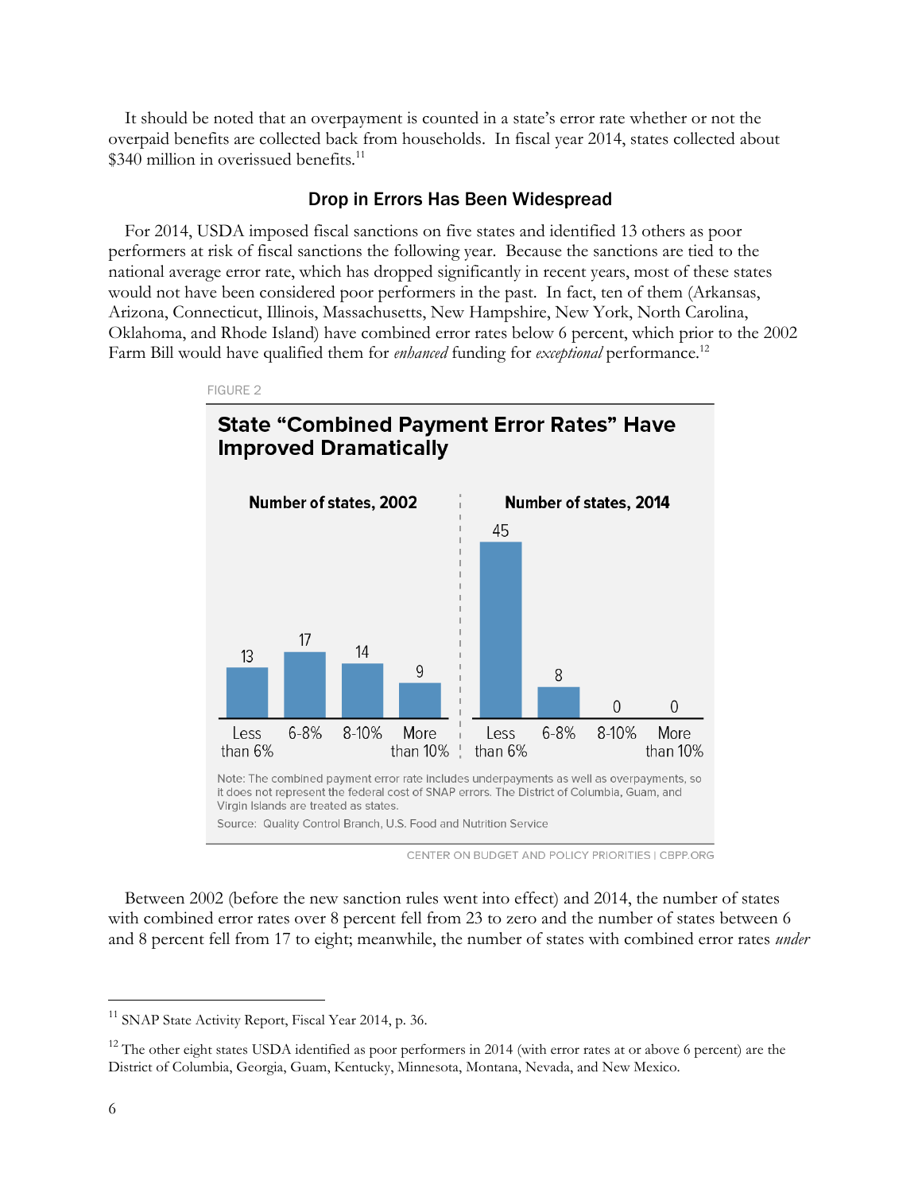It should be noted that an overpayment is counted in a state's error rate whether or not the overpaid benefits are collected back from households. In fiscal year 2014, states collected about $340 million in overissued benefits.[11]

## Drop in Errors Has Been Widespread

For 2014, USDA imposed fiscal sanctions on five states and identified 13 others as poor performers at risk of fiscal sanctions the following year. Because the sanctions are tied to the national average error rate, which has dropped significantly in recent years, most of these states would not have been considered poor performers in the past. In fact, ten of them (Arkansas, Arizona, Connecticut, Illinois, Massachusetts, New Hampshire, New York, North Carolina, Oklahoma, and Rhode Island) have combined error rates below 6 percent, which prior to the 2002 Farm Bill would have qualified them for *enhanced* funding for *exceptional* performance.[12]

FIGURE 2

**State "Combined Payment Error Rates" Have Improved Dramatically**

| Error rate | Number of states, 2002 | Number of states, 2014 |
|---|---|---|
| Less than 6% | 13 | 45 |
| 6-8% | 17 | 8 |
| 8-10% | 14 | 0 |
| More than 10% | 9 | 0 |

Note: The combined payment error rate includes underpayments as well as overpayments, so it does not represent the federal cost of SNAP errors. The District of Columbia, Guam, and Virgin Islands are treated as states.

Source: Quality Control Branch, U.S. Food and Nutrition Service

CENTER ON BUDGET AND POLICY PRIORITIES | CBPP.ORG

Between 2002 (before the new sanction rules went into effect) and 2014, the number of states with combined error rates over 8 percent fell from 23 to zero and the number of states between 6 and 8 percent fell from 17 to eight; meanwhile, the number of states with combined error rates *under*

---

[11] SNAP State Activity Report, Fiscal Year 2014, p. 36.

[12] The other eight states USDA identified as poor performers in 2014 (with error rates at or above 6 percent) are the District of Columbia, Georgia, Guam, Kentucky, Minnesota, Montana, Nevada, and New Mexico.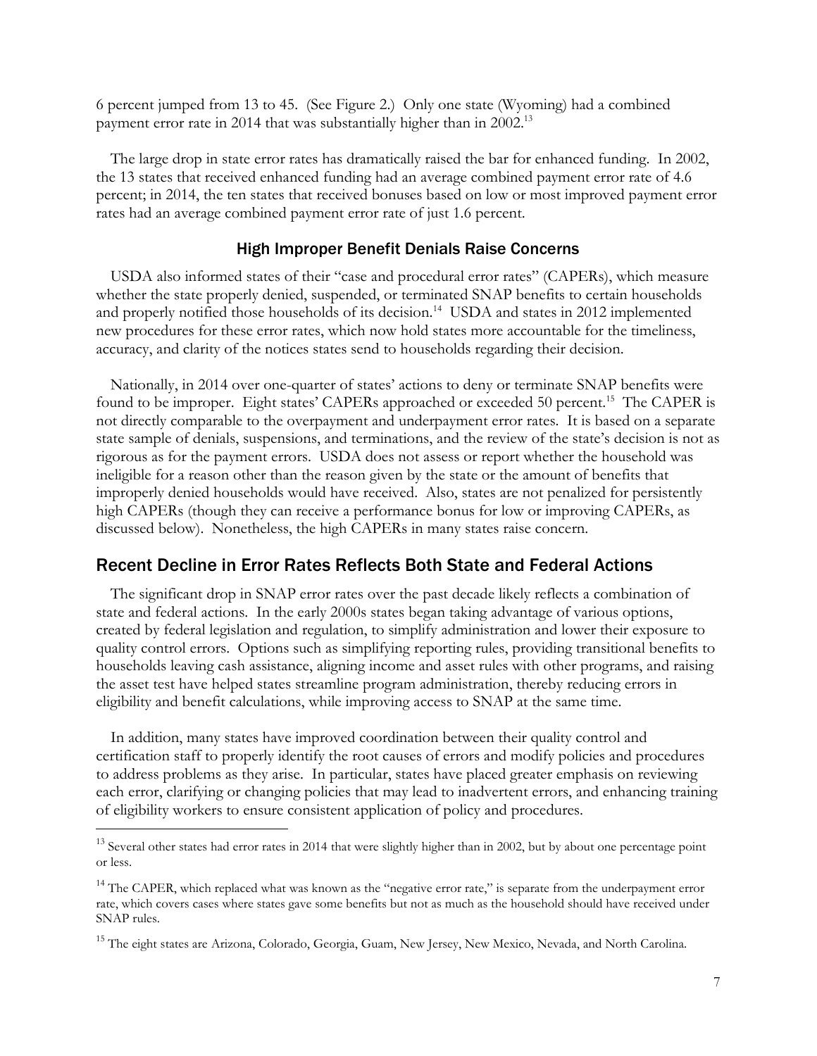6 percent jumped from 13 to 45. (See Figure 2.) Only one state (Wyoming) had a combined payment error rate in 2014 that was substantially higher than in 2002.[13]

The large drop in state error rates has dramatically raised the bar for enhanced funding. In 2002, the 13 states that received enhanced funding had an average combined payment error rate of 4.6 percent; in 2014, the ten states that received bonuses based on low or most improved payment error rates had an average combined payment error rate of just 1.6 percent.

### High Improper Benefit Denials Raise Concerns

USDA also informed states of their "case and procedural error rates" (CAPERs), which measure whether the state properly denied, suspended, or terminated SNAP benefits to certain households and properly notified those households of its decision.[14] USDA and states in 2012 implemented new procedures for these error rates, which now hold states more accountable for the timeliness, accuracy, and clarity of the notices states send to households regarding their decision.

Nationally, in 2014 over one-quarter of states' actions to deny or terminate SNAP benefits were found to be improper. Eight states' CAPERs approached or exceeded 50 percent.[15] The CAPER is not directly comparable to the overpayment and underpayment error rates. It is based on a separate state sample of denials, suspensions, and terminations, and the review of the state's decision is not as rigorous as for the payment errors. USDA does not assess or report whether the household was ineligible for a reason other than the reason given by the state or the amount of benefits that improperly denied households would have received. Also, states are not penalized for persistently high CAPERs (though they can receive a performance bonus for low or improving CAPERs, as discussed below). Nonetheless, the high CAPERs in many states raise concern.

## Recent Decline in Error Rates Reflects Both State and Federal Actions

The significant drop in SNAP error rates over the past decade likely reflects a combination of state and federal actions. In the early 2000s states began taking advantage of various options, created by federal legislation and regulation, to simplify administration and lower their exposure to quality control errors. Options such as simplifying reporting rules, providing transitional benefits to households leaving cash assistance, aligning income and asset rules with other programs, and raising the asset test have helped states streamline program administration, thereby reducing errors in eligibility and benefit calculations, while improving access to SNAP at the same time.

In addition, many states have improved coordination between their quality control and certification staff to properly identify the root causes of errors and modify policies and procedures to address problems as they arise. In particular, states have placed greater emphasis on reviewing each error, clarifying or changing policies that may lead to inadvertent errors, and enhancing training of eligibility workers to ensure consistent application of policy and procedures.

---

[13] Several other states had error rates in 2014 that were slightly higher than in 2002, but by about one percentage point or less.

[14] The CAPER, which replaced what was known as the "negative error rate," is separate from the underpayment error rate, which covers cases where states gave some benefits but not as much as the household should have received under SNAP rules.

[15] The eight states are Arizona, Colorado, Georgia, Guam, New Jersey, New Mexico, Nevada, and North Carolina.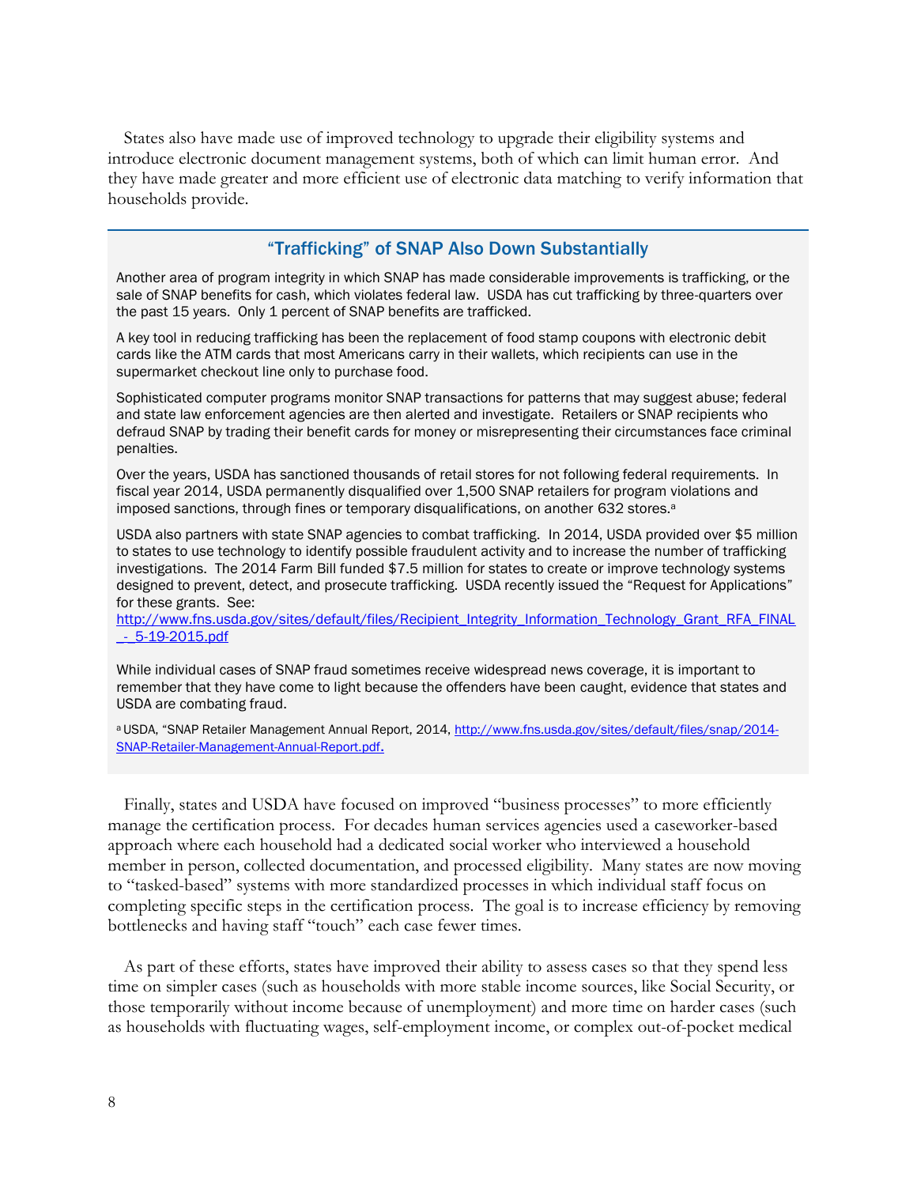States also have made use of improved technology to upgrade their eligibility systems and introduce electronic document management systems, both of which can limit human error. And they have made greater and more efficient use of electronic data matching to verify information that households provide.

### "Trafficking" of SNAP Also Down Substantially

Another area of program integrity in which SNAP has made considerable improvements is trafficking, or the sale of SNAP benefits for cash, which violates federal law. USDA has cut trafficking by three-quarters over the past 15 years. Only 1 percent of SNAP benefits are trafficked.

A key tool in reducing trafficking has been the replacement of food stamp coupons with electronic debit cards like the ATM cards that most Americans carry in their wallets, which recipients can use in the supermarket checkout line only to purchase food.

Sophisticated computer programs monitor SNAP transactions for patterns that may suggest abuse; federal and state law enforcement agencies are then alerted and investigate. Retailers or SNAP recipients who defraud SNAP by trading their benefit cards for money or misrepresenting their circumstances face criminal penalties.

Over the years, USDA has sanctioned thousands of retail stores for not following federal requirements. In fiscal year 2014, USDA permanently disqualified over 1,500 SNAP retailers for program violations and imposed sanctions, through fines or temporary disqualifications, on another 632 stores.[a]

USDA also partners with state SNAP agencies to combat trafficking. In 2014, USDA provided over $5 million to states to use technology to identify possible fraudulent activity and to increase the number of trafficking investigations. The 2014 Farm Bill funded $7.5 million for states to create or improve technology systems designed to prevent, detect, and prosecute trafficking. USDA recently issued the "Request for Applications" for these grants. See: http://www.fns.usda.gov/sites/default/files/Recipient_Integrity_Information_Technology_Grant_RFA_FINAL_-_5-19-2015.pdf

While individual cases of SNAP fraud sometimes receive widespread news coverage, it is important to remember that they have come to light because the offenders have been caught, evidence that states and USDA are combating fraud.

[a] USDA, "SNAP Retailer Management Annual Report, 2014, http://www.fns.usda.gov/sites/default/files/snap/2014-SNAP-Retailer-Management-Annual-Report.pdf.

Finally, states and USDA have focused on improved "business processes" to more efficiently manage the certification process. For decades human services agencies used a caseworker-based approach where each household had a dedicated social worker who interviewed a household member in person, collected documentation, and processed eligibility. Many states are now moving to "tasked-based" systems with more standardized processes in which individual staff focus on completing specific steps in the certification process. The goal is to increase efficiency by removing bottlenecks and having staff "touch" each case fewer times.

As part of these efforts, states have improved their ability to assess cases so that they spend less time on simpler cases (such as households with more stable income sources, like Social Security, or those temporarily without income because of unemployment) and more time on harder cases (such as households with fluctuating wages, self-employment income, or complex out-of-pocket medical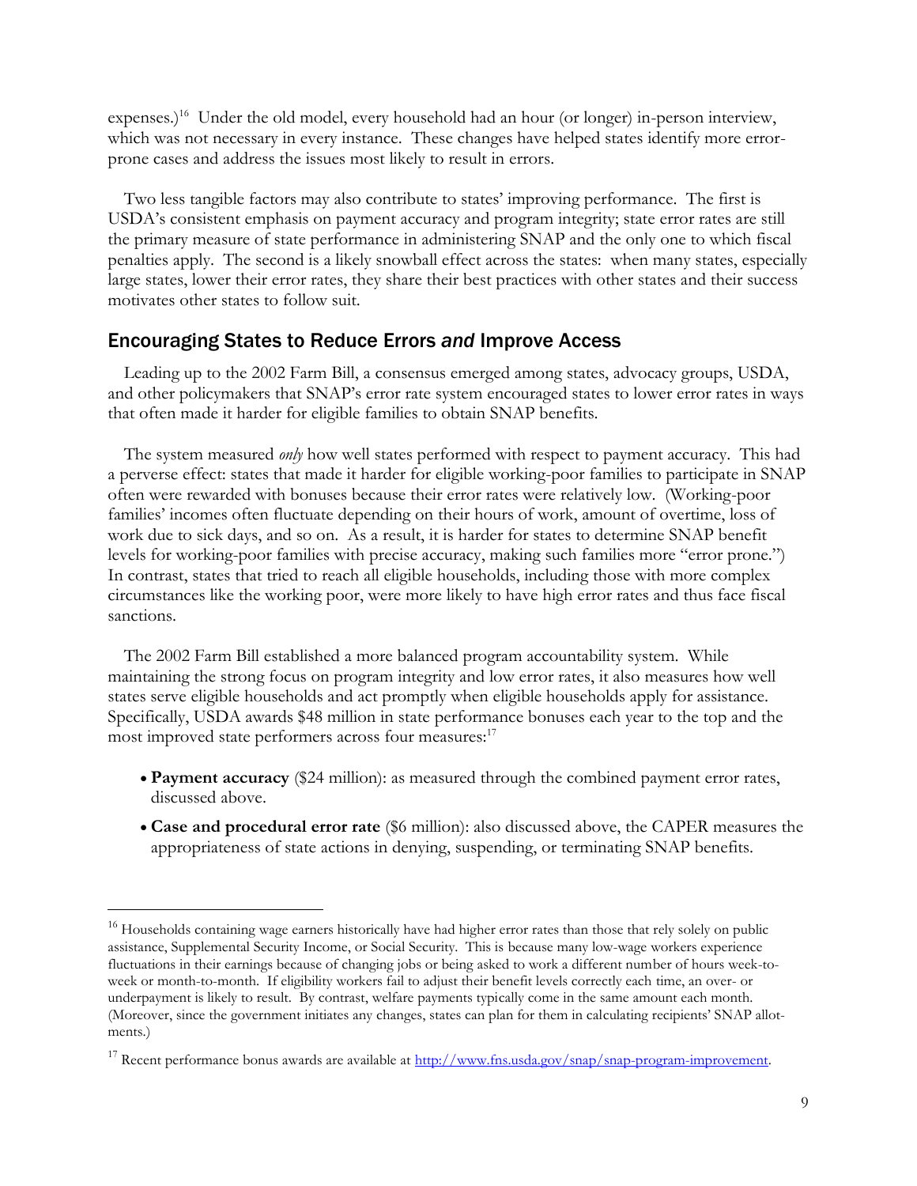expenses.)[16] Under the old model, every household had an hour (or longer) in-person interview, which was not necessary in every instance. These changes have helped states identify more error-prone cases and address the issues most likely to result in errors.

Two less tangible factors may also contribute to states' improving performance. The first is USDA's consistent emphasis on payment accuracy and program integrity; state error rates are still the primary measure of state performance in administering SNAP and the only one to which fiscal penalties apply. The second is a likely snowball effect across the states: when many states, especially large states, lower their error rates, they share their best practices with other states and their success motivates other states to follow suit.

## Encouraging States to Reduce Errors *and* Improve Access

Leading up to the 2002 Farm Bill, a consensus emerged among states, advocacy groups, USDA, and other policymakers that SNAP's error rate system encouraged states to lower error rates in ways that often made it harder for eligible families to obtain SNAP benefits.

The system measured *only* how well states performed with respect to payment accuracy. This had a perverse effect: states that made it harder for eligible working-poor families to participate in SNAP often were rewarded with bonuses because their error rates were relatively low. (Working-poor families' incomes often fluctuate depending on their hours of work, amount of overtime, loss of work due to sick days, and so on. As a result, it is harder for states to determine SNAP benefit levels for working-poor families with precise accuracy, making such families more "error prone.") In contrast, states that tried to reach all eligible households, including those with more complex circumstances like the working poor, were more likely to have high error rates and thus face fiscal sanctions.

The 2002 Farm Bill established a more balanced program accountability system. While maintaining the strong focus on program integrity and low error rates, it also measures how well states serve eligible households and act promptly when eligible households apply for assistance. Specifically, USDA awards $48 million in state performance bonuses each year to the top and the most improved state performers across four measures:[17]

- **Payment accuracy** ($24 million): as measured through the combined payment error rates, discussed above.
- **Case and procedural error rate** ($6 million): also discussed above, the CAPER measures the appropriateness of state actions in denying, suspending, or terminating SNAP benefits.

---

[16] Households containing wage earners historically have had higher error rates than those that rely solely on public assistance, Supplemental Security Income, or Social Security. This is because many low-wage workers experience fluctuations in their earnings because of changing jobs or being asked to work a different number of hours week-to-week or month-to-month. If eligibility workers fail to adjust their benefit levels correctly each time, an over- or underpayment is likely to result. By contrast, welfare payments typically come in the same amount each month. (Moreover, since the government initiates any changes, states can plan for them in calculating recipients' SNAP allotments.)

[17] Recent performance bonus awards are available at [http://www.fns.usda.gov/snap/snap-program-improvement](http://www.fns.usda.gov/snap/snap-program-improvement).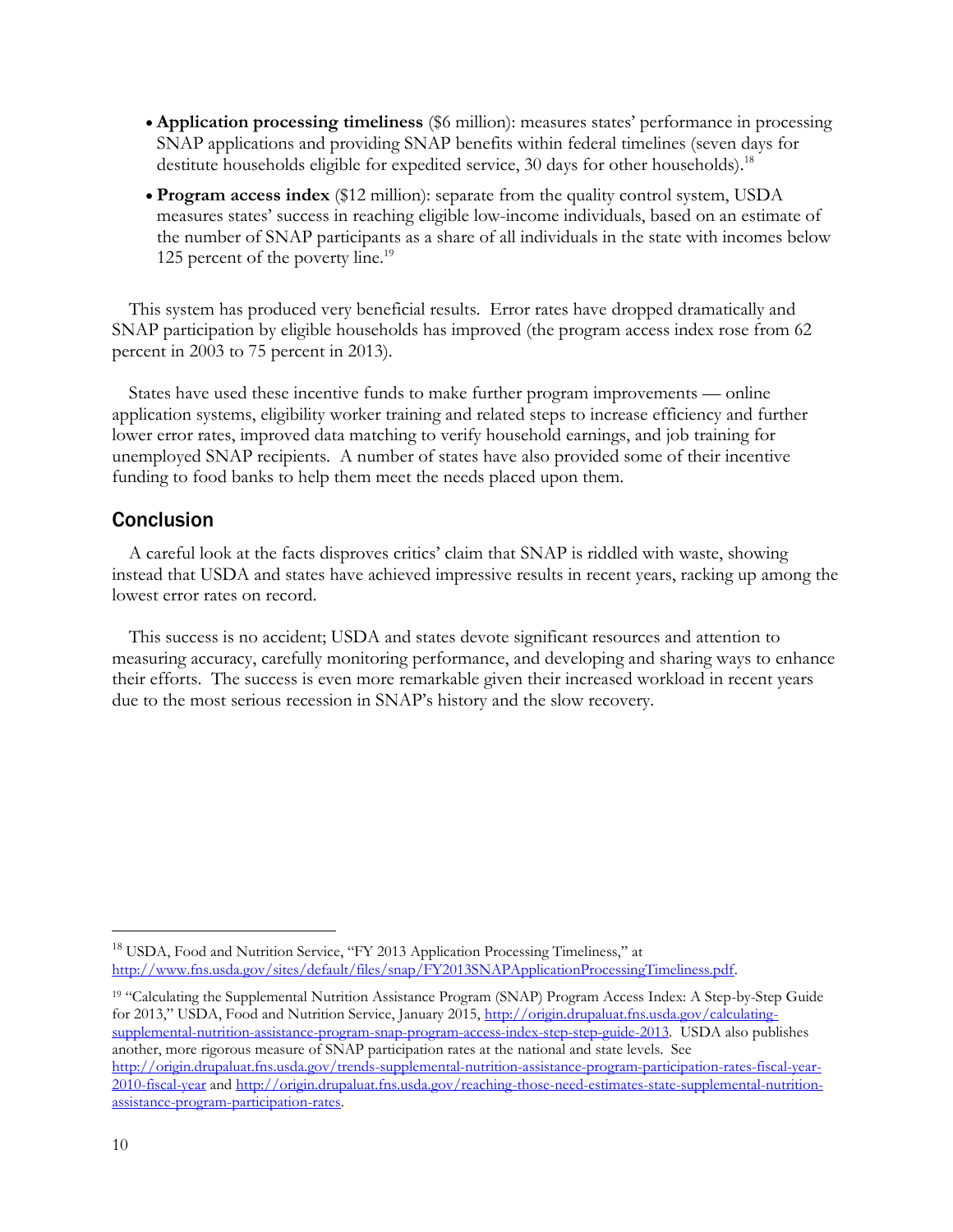- **Application processing timeliness** ($6 million): measures states' performance in processing SNAP applications and providing SNAP benefits within federal timelines (seven days for destitute households eligible for expedited service, 30 days for other households).[18]
- **Program access index** ($12 million): separate from the quality control system, USDA measures states' success in reaching eligible low-income individuals, based on an estimate of the number of SNAP participants as a share of all individuals in the state with incomes below 125 percent of the poverty line.[19]

This system has produced very beneficial results. Error rates have dropped dramatically and SNAP participation by eligible households has improved (the program access index rose from 62 percent in 2003 to 75 percent in 2013).

States have used these incentive funds to make further program improvements — online application systems, eligibility worker training and related steps to increase efficiency and further lower error rates, improved data matching to verify household earnings, and job training for unemployed SNAP recipients. A number of states have also provided some of their incentive funding to food banks to help them meet the needs placed upon them.

## Conclusion

A careful look at the facts disproves critics' claim that SNAP is riddled with waste, showing instead that USDA and states have achieved impressive results in recent years, racking up among the lowest error rates on record.

This success is no accident; USDA and states devote significant resources and attention to measuring accuracy, carefully monitoring performance, and developing and sharing ways to enhance their efforts. The success is even more remarkable given their increased workload in recent years due to the most serious recession in SNAP's history and the slow recovery.

---

[18] USDA, Food and Nutrition Service, "FY 2013 Application Processing Timeliness," at http://www.fns.usda.gov/sites/default/files/snap/FY2013SNAPApplicationProcessingTimeliness.pdf.

[19] "Calculating the Supplemental Nutrition Assistance Program (SNAP) Program Access Index: A Step-by-Step Guide for 2013," USDA, Food and Nutrition Service, January 2015, http://origin.drupaluat.fns.usda.gov/calculating-supplemental-nutrition-assistance-program-snap-program-access-index-step-step-guide-2013. USDA also publishes another, more rigorous measure of SNAP participation rates at the national and state levels. See http://origin.drupaluat.fns.usda.gov/trends-supplemental-nutrition-assistance-program-participation-rates-fiscal-year-2010-fiscal-year and http://origin.drupaluat.fns.usda.gov/reaching-those-need-estimates-state-supplemental-nutrition-assistance-program-participation-rates.